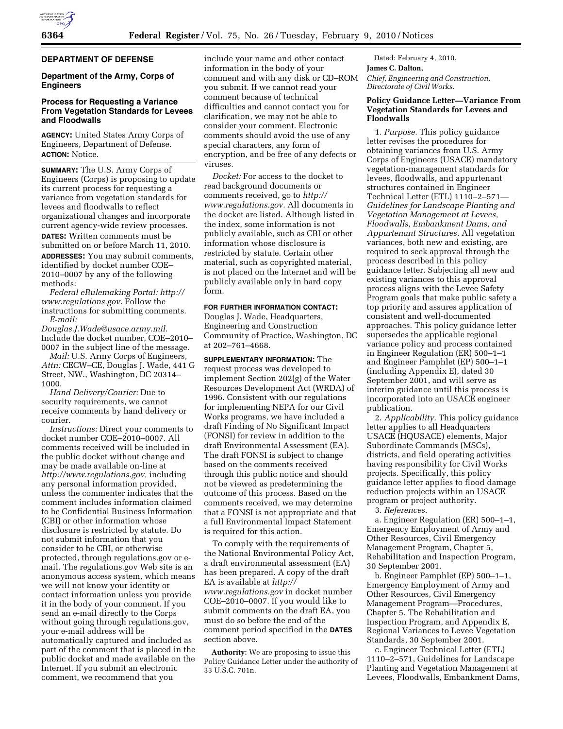# DEPARTMENT OF DEFENSE

## Department of the Army, Corps of Engineers

### Process for Requesting a Variance From Vegetation Standards for Levees and Floodwalls

**AGENCY:** United States Army Corps of Engineers, Department of Defense.

**ACTION:** Notice.

**SUMMARY:** The U.S. Army Corps of Engineers (Corps) is proposing to update its current process for requesting a variance from vegetation standards for levees and floodwalls to reflect organizational changes and incorporate current agency-wide review processes.

**DATES:** Written comments must be submitted on or before March 11, 2010.

**ADDRESSES:** You may submit comments, identified by docket number COE–2010–0007 by any of the following methods:

*Federal eRulemaking Portal: http://www.regulations.gov.* Follow the instructions for submitting comments.

*E-mail: Douglas.J.Wade@usace.army.mil.* Include the docket number, COE–2010–0007 in the subject line of the message.

*Mail:* U.S. Army Corps of Engineers, *Attn:* CECW–CE, Douglas J. Wade, 441 G Street, NW., Washington, DC 20314–1000.

*Hand Delivery/Courier:* Due to security requirements, we cannot receive comments by hand delivery or courier.

*Instructions:* Direct your comments to docket number COE–2010–0007. All comments received will be included in the public docket without change and may be made available on-line at *http://www.regulations.gov,* including any personal information provided, unless the commenter indicates that the comment includes information claimed to be Confidential Business Information (CBI) or other information whose disclosure is restricted by statute. Do not submit information that you consider to be CBI, or otherwise protected, through regulations.gov or e-mail. The regulations.gov Web site is an anonymous access system, which means we will not know your identity or contact information unless you provide it in the body of your comment. If you send an e-mail directly to the Corps without going through regulations.gov, your e-mail address will be automatically captured and included as part of the comment that is placed in the public docket and made available on the Internet. If you submit an electronic comment, we recommend that you include your name and other contact information in the body of your comment and with any disk or CD–ROM you submit. If we cannot read your comment because of technical difficulties and cannot contact you for clarification, we may not be able to consider your comment. Electronic comments should avoid the use of any special characters, any form of encryption, and be free of any defects or viruses.

*Docket:* For access to the docket to read background documents or comments received, go to *http://www.regulations.gov.* All documents in the docket are listed. Although listed in the index, some information is not publicly available, such as CBI or other information whose disclosure is restricted by statute. Certain other material, such as copyrighted material, is not placed on the Internet and will be publicly available only in hard copy form.

**FOR FURTHER INFORMATION CONTACT:** Douglas J. Wade, Headquarters, Engineering and Construction Community of Practice, Washington, DC at 202–761–4668.

**SUPPLEMENTARY INFORMATION:** The request process was developed to implement Section 202(g) of the Water Resources Development Act (WRDA) of 1996. Consistent with our regulations for implementing NEPA for our Civil Works programs, we have included a draft Finding of No Significant Impact (FONSI) for review in addition to the draft Environmental Assessment (EA). The draft FONSI is subject to change based on the comments received through this public notice and should not be viewed as predetermining the outcome of this process. Based on the comments received, we may determine that a FONSI is not appropriate and that a full Environmental Impact Statement is required for this action.

To comply with the requirements of the National Environmental Policy Act, a draft environmental assessment (EA) has been prepared. A copy of the draft EA is available at *http://www.regulations.gov* in docket number COE–2010–0007. If you would like to submit comments on the draft EA, you must do so before the end of the comment period specified in the **DATES** section above.

**Authority:** We are proposing to issue this Policy Guidance Letter under the authority of 33 U.S.C. 701n.

Dated: February 4, 2010.

**James C. Dalton,**

*Chief, Engineering and Construction, Directorate of Civil Works.*

## Policy Guidance Letter—Variance From Vegetation Standards for Levees and Floodwalls

1. *Purpose.* This policy guidance letter revises the procedures for obtaining variances from U.S. Army Corps of Engineers (USACE) mandatory vegetation-management standards for levees, floodwalls, and appurtenant structures contained in Engineer Technical Letter (ETL) 1110–2–571—*Guidelines for Landscape Planting and Vegetation Management at Levees, Floodwalls, Embankment Dams, and Appurtenant Structures.* All vegetation variances, both new and existing, are required to seek approval through the process described in this policy guidance letter. Subjecting all new and existing variances to this approval process aligns with the Levee Safety Program goals that make public safety a top priority and assures application of consistent and well-documented approaches. This policy guidance letter supersedes the applicable regional variance policy and process contained in Engineer Regulation (ER) 500–1–1 and Engineer Pamphlet (EP) 500–1–1 (including Appendix E), dated 30 September 2001, and will serve as interim guidance until this process is incorporated into an USACE engineer publication.

2. *Applicability.* This policy guidance letter applies to all Headquarters USACE (HQUSACE) elements, Major Subordinate Commands (MSCs), districts, and field operating activities having responsibility for Civil Works projects. Specifically, this policy guidance letter applies to flood damage reduction projects within an USACE program or project authority.

3. *References.*

a. Engineer Regulation (ER) 500–1–1, Emergency Employment of Army and Other Resources, Civil Emergency Management Program, Chapter 5, Rehabilitation and Inspection Program, 30 September 2001.

b. Engineer Pamphlet (EP) 500–1–1, Emergency Employment of Army and Other Resources, Civil Emergency Management Program—Procedures, Chapter 5, The Rehabilitation and Inspection Program, and Appendix E, Regional Variances to Levee Vegetation Standards, 30 September 2001.

c. Engineer Technical Letter (ETL) 1110–2–571, Guidelines for Landscape Planting and Vegetation Management at Levees, Floodwalls, Embankment Dams,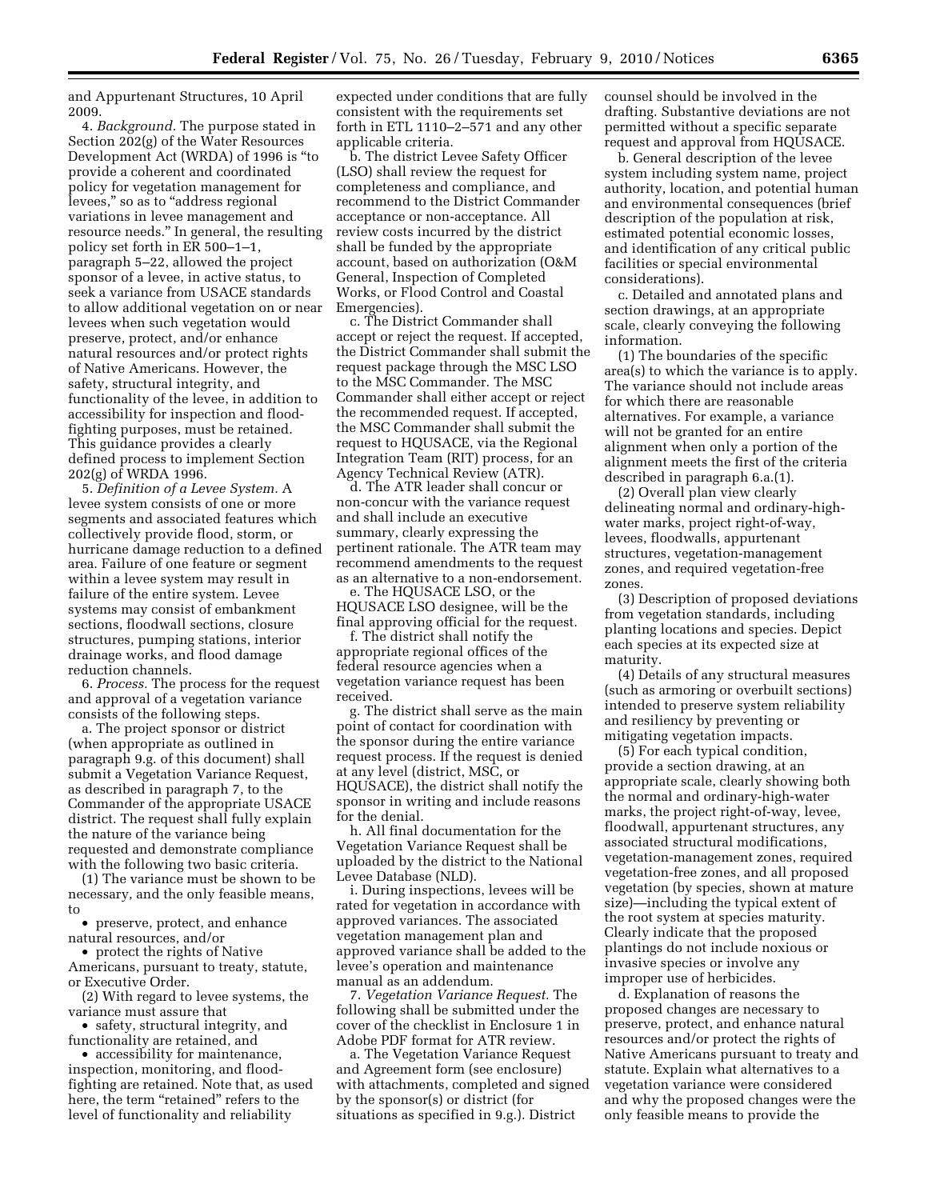and Appurtenant Structures, 10 April 2009.

4. *Background.* The purpose stated in Section 202(g) of the Water Resources Development Act (WRDA) of 1996 is "to provide a coherent and coordinated policy for vegetation management for levees," so as to "address regional variations in levee management and resource needs." In general, the resulting policy set forth in ER 500–1–1, paragraph 5–22, allowed the project sponsor of a levee, in active status, to seek a variance from USACE standards to allow additional vegetation on or near levees when such vegetation would preserve, protect, and/or enhance natural resources and/or protect rights of Native Americans. However, the safety, structural integrity, and functionality of the levee, in addition to accessibility for inspection and flood-fighting purposes, must be retained. This guidance provides a clearly defined process to implement Section 202(g) of WRDA 1996.

5. *Definition of a Levee System.* A levee system consists of one or more segments and associated features which collectively provide flood, storm, or hurricane damage reduction to a defined area. Failure of one feature or segment within a levee system may result in failure of the entire system. Levee systems may consist of embankment sections, floodwall sections, closure structures, pumping stations, interior drainage works, and flood damage reduction channels.

6. *Process.* The process for the request and approval of a vegetation variance consists of the following steps.

a. The project sponsor or district (when appropriate as outlined in paragraph 9.g. of this document) shall submit a Vegetation Variance Request, as described in paragraph 7, to the Commander of the appropriate USACE district. The request shall fully explain the nature of the variance being requested and demonstrate compliance with the following two basic criteria.

(1) The variance must be shown to be necessary, and the only feasible means, to

- preserve, protect, and enhance natural resources, and/or
- protect the rights of Native Americans, pursuant to treaty, statute, or Executive Order.

(2) With regard to levee systems, the variance must assure that

- safety, structural integrity, and functionality are retained, and
- accessibility for maintenance, inspection, monitoring, and flood-fighting are retained. Note that, as used here, the term "retained" refers to the level of functionality and reliability expected under conditions that are fully consistent with the requirements set forth in ETL 1110–2–571 and any other applicable criteria.

b. The district Levee Safety Officer (LSO) shall review the request for completeness and compliance, and recommend to the District Commander acceptance or non-acceptance. All review costs incurred by the district shall be funded by the appropriate account, based on authorization (O&M General, Inspection of Completed Works, or Flood Control and Coastal Emergencies).

c. The District Commander shall accept or reject the request. If accepted, the District Commander shall submit the request package through the MSC LSO to the MSC Commander. The MSC Commander shall either accept or reject the recommended request. If accepted, the MSC Commander shall submit the request to HQUSACE, via the Regional Integration Team (RIT) process, for an Agency Technical Review (ATR).

d. The ATR leader shall concur or non-concur with the variance request and shall include an executive summary, clearly expressing the pertinent rationale. The ATR team may recommend amendments to the request as an alternative to a non-endorsement.

e. The HQUSACE LSO, or the HQUSACE LSO designee, will be the final approving official for the request.

f. The district shall notify the appropriate regional offices of the federal resource agencies when a vegetation variance request has been received.

g. The district shall serve as the main point of contact for coordination with the sponsor during the entire variance request process. If the request is denied at any level (district, MSC, or HQUSACE), the district shall notify the sponsor in writing and include reasons for the denial.

h. All final documentation for the Vegetation Variance Request shall be uploaded by the district to the National Levee Database (NLD).

i. During inspections, levees will be rated for vegetation in accordance with approved variances. The associated vegetation management plan and approved variance shall be added to the levee's operation and maintenance manual as an addendum.

7. *Vegetation Variance Request.* The following shall be submitted under the cover of the checklist in Enclosure 1 in Adobe PDF format for ATR review.

a. The Vegetation Variance Request and Agreement form (see enclosure) with attachments, completed and signed by the sponsor(s) or district (for situations as specified in 9.g.). District counsel should be involved in the drafting. Substantive deviations are not permitted without a specific separate request and approval from HQUSACE.

b. General description of the levee system including system name, project authority, location, and potential human and environmental consequences (brief description of the population at risk, estimated potential economic losses, and identification of any critical public facilities or special environmental considerations).

c. Detailed and annotated plans and section drawings, at an appropriate scale, clearly conveying the following information.

(1) The boundaries of the specific area(s) to which the variance is to apply. The variance should not include areas for which there are reasonable alternatives. For example, a variance will not be granted for an entire alignment when only a portion of the alignment meets the first of the criteria described in paragraph 6.a.(1).

(2) Overall plan view clearly delineating normal and ordinary-high-water marks, project right-of-way, levees, floodwalls, appurtenant structures, vegetation-management zones, and required vegetation-free zones.

(3) Description of proposed deviations from vegetation standards, including planting locations and species. Depict each species at its expected size at maturity.

(4) Details of any structural measures (such as armoring or overbuilt sections) intended to preserve system reliability and resiliency by preventing or mitigating vegetation impacts.

(5) For each typical condition, provide a section drawing, at an appropriate scale, clearly showing both the normal and ordinary-high-water marks, the project right-of-way, levee, floodwall, appurtenant structures, any associated structural modifications, vegetation-management zones, required vegetation-free zones, and all proposed vegetation (by species, shown at mature size)—including the typical extent of the root system at species maturity. Clearly indicate that the proposed plantings do not include noxious or invasive species or involve any improper use of herbicides.

d. Explanation of reasons the proposed changes are necessary to preserve, protect, and enhance natural resources and/or protect the rights of Native Americans pursuant to treaty and statute. Explain what alternatives to a vegetation variance were considered and why the proposed changes were the only feasible means to provide the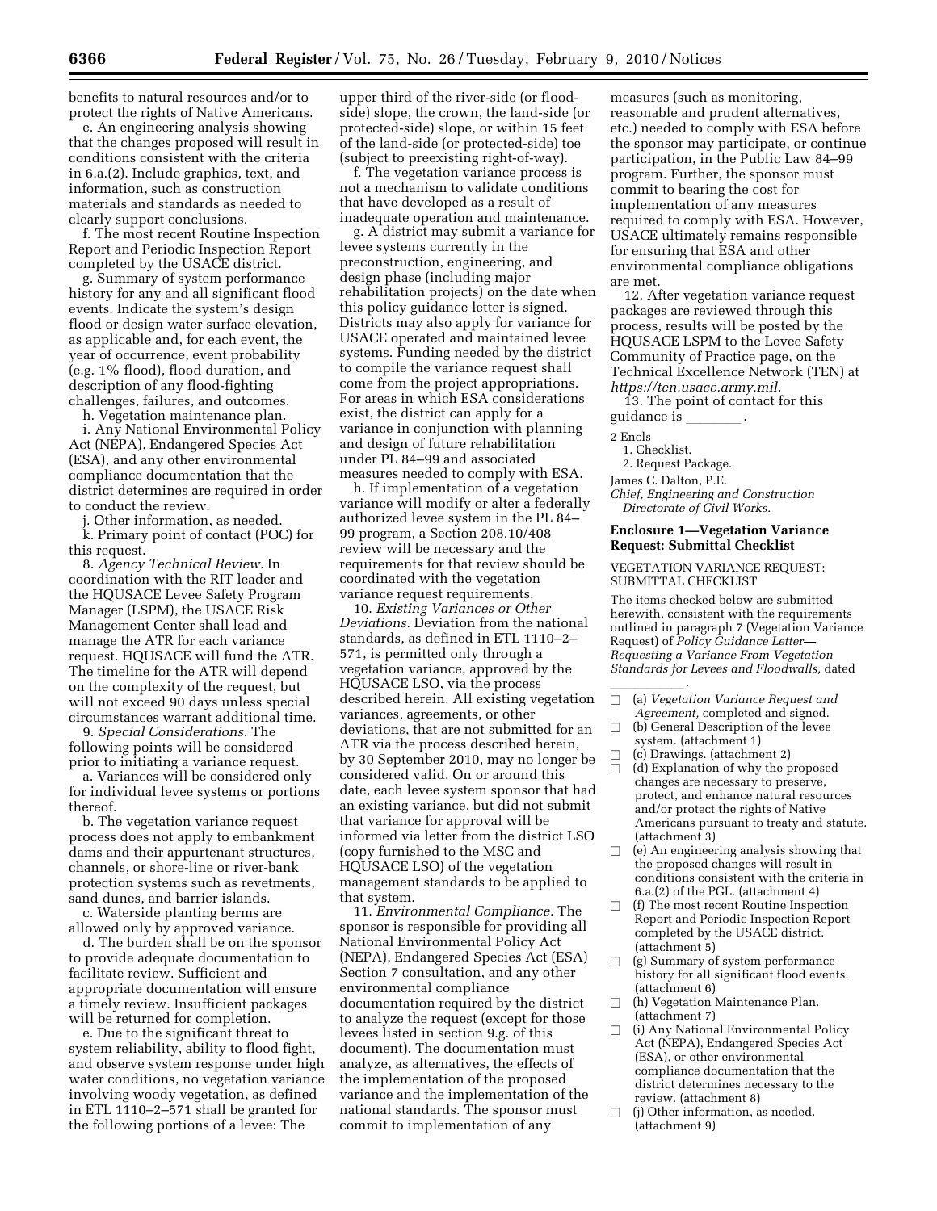benefits to natural resources and/or to protect the rights of Native Americans.

e. An engineering analysis showing that the changes proposed will result in conditions consistent with the criteria in 6.a.(2). Include graphics, text, and information, such as construction materials and standards as needed to clearly support conclusions.

f. The most recent Routine Inspection Report and Periodic Inspection Report completed by the USACE district.

g. Summary of system performance history for any and all significant flood events. Indicate the system's design flood or design water surface elevation, as applicable and, for each event, the year of occurrence, event probability (e.g. 1% flood), flood duration, and description of any flood-fighting challenges, failures, and outcomes.

h. Vegetation maintenance plan.

i. Any National Environmental Policy Act (NEPA), Endangered Species Act (ESA), and any other environmental compliance documentation that the district determines are required in order to conduct the review.

j. Other information, as needed.

k. Primary point of contact (POC) for this request.

8. *Agency Technical Review.* In coordination with the RIT leader and the HQUSACE Levee Safety Program Manager (LSPM), the USACE Risk Management Center shall lead and manage the ATR for each variance request. HQUSACE will fund the ATR. The timeline for the ATR will depend on the complexity of the request, but will not exceed 90 days unless special circumstances warrant additional time.

9. *Special Considerations.* The following points will be considered prior to initiating a variance request.

a. Variances will be considered only for individual levee systems or portions thereof.

b. The vegetation variance request process does not apply to embankment dams and their appurtenant structures, channels, or shore-line or river-bank protection systems such as revetments, sand dunes, and barrier islands.

c. Waterside planting berms are allowed only by approved variance.

d. The burden shall be on the sponsor to provide adequate documentation to facilitate review. Sufficient and appropriate documentation will ensure a timely review. Insufficient packages will be returned for completion.

e. Due to the significant threat to system reliability, ability to flood fight, and observe system response under high water conditions, no vegetation variance involving woody vegetation, as defined in ETL 1110–2–571 shall be granted for the following portions of a levee: The upper third of the river-side (or flood-side) slope, the crown, the land-side (or protected-side) slope, or within 15 feet of the land-side (or protected-side) toe (subject to preexisting right-of-way).

f. The vegetation variance process is not a mechanism to validate conditions that have developed as a result of inadequate operation and maintenance.

g. A district may submit a variance for levee systems currently in the preconstruction, engineering, and design phase (including major rehabilitation projects) on the date when this policy guidance letter is signed. Districts may also apply for variance for USACE operated and maintained levee systems. Funding needed by the district to compile the variance request shall come from the project appropriations. For areas in which ESA considerations exist, the district can apply for a variance in conjunction with planning and design of future rehabilitation under PL 84–99 and associated measures needed to comply with ESA.

h. If implementation of a vegetation variance will modify or alter a federally authorized levee system in the PL 84–99 program, a Section 208.10/408 review will be necessary and the requirements for that review should be coordinated with the vegetation variance request requirements.

10. *Existing Variances or Other Deviations.* Deviation from the national standards, as defined in ETL 1110–2–571, is permitted only through a vegetation variance, approved by the HQUSACE LSO, via the process described herein. All existing vegetation variances, agreements, or other deviations, that are not submitted for an ATR via the process described herein, by 30 September 2010, may no longer be considered valid. On or around this date, each levee system sponsor that had an existing variance, but did not submit that variance for approval will be informed via letter from the district LSO (copy furnished to the MSC and HQUSACE LSO) of the vegetation management standards to be applied to that system.

11. *Environmental Compliance.* The sponsor is responsible for providing all National Environmental Policy Act (NEPA), Endangered Species Act (ESA) Section 7 consultation, and any other environmental compliance documentation required by the district to analyze the request (except for those levees listed in section 9.g. of this document). The documentation must analyze, as alternatives, the effects of the implementation of the proposed variance and the implementation of the national standards. The sponsor must commit to implementation of any measures (such as monitoring, reasonable and prudent alternatives, etc.) needed to comply with ESA before the sponsor may participate, or continue participation, in the Public Law 84–99 program. Further, the sponsor must commit to bearing the cost for implementation of any measures required to comply with ESA. However, USACE ultimately remains responsible for ensuring that ESA and other environmental compliance obligations are met.

12. After vegetation variance request packages are reviewed through this process, results will be posted by the HQUSACE LSPM to the Levee Safety Community of Practice page, on the Technical Excellence Network (TEN) at *https://ten.usace.army.mil.*

13. The point of contact for this guidance is ________.

2 Encls

1. Checklist.
2. Request Package.

James C. Dalton, P.E.

*Chief, Engineering and Construction Directorate of Civil Works.*

## Enclosure 1—Vegetation Variance Request: Submittal Checklist

VEGETATION VARIANCE REQUEST: SUBMITTAL CHECKLIST

The items checked below are submitted herewith, consistent with the requirements outlined in paragraph 7 (Vegetation Variance Request) of *Policy Guidance Letter—Requesting a Variance From Vegetation Standards for Levees and Floodwalls,* dated ________.

- ☐ (a) *Vegetation Variance Request and Agreement,* completed and signed.
- ☐ (b) General Description of the levee system. (attachment 1)
- ☐ (c) Drawings. (attachment 2)
- ☐ (d) Explanation of why the proposed changes are necessary to preserve, protect, and enhance natural resources and/or protect the rights of Native Americans pursuant to treaty and statute. (attachment 3)
- ☐ (e) An engineering analysis showing that the proposed changes will result in conditions consistent with the criteria in 6.a.(2) of the PGL. (attachment 4)
- ☐ (f) The most recent Routine Inspection Report and Periodic Inspection Report completed by the USACE district. (attachment 5)
- ☐ (g) Summary of system performance history for all significant flood events. (attachment 6)
- ☐ (h) Vegetation Maintenance Plan. (attachment 7)
- ☐ (i) Any National Environmental Policy Act (NEPA), Endangered Species Act (ESA), or other environmental compliance documentation that the district determines necessary to the review. (attachment 8)
- ☐ (j) Other information, as needed. (attachment 9)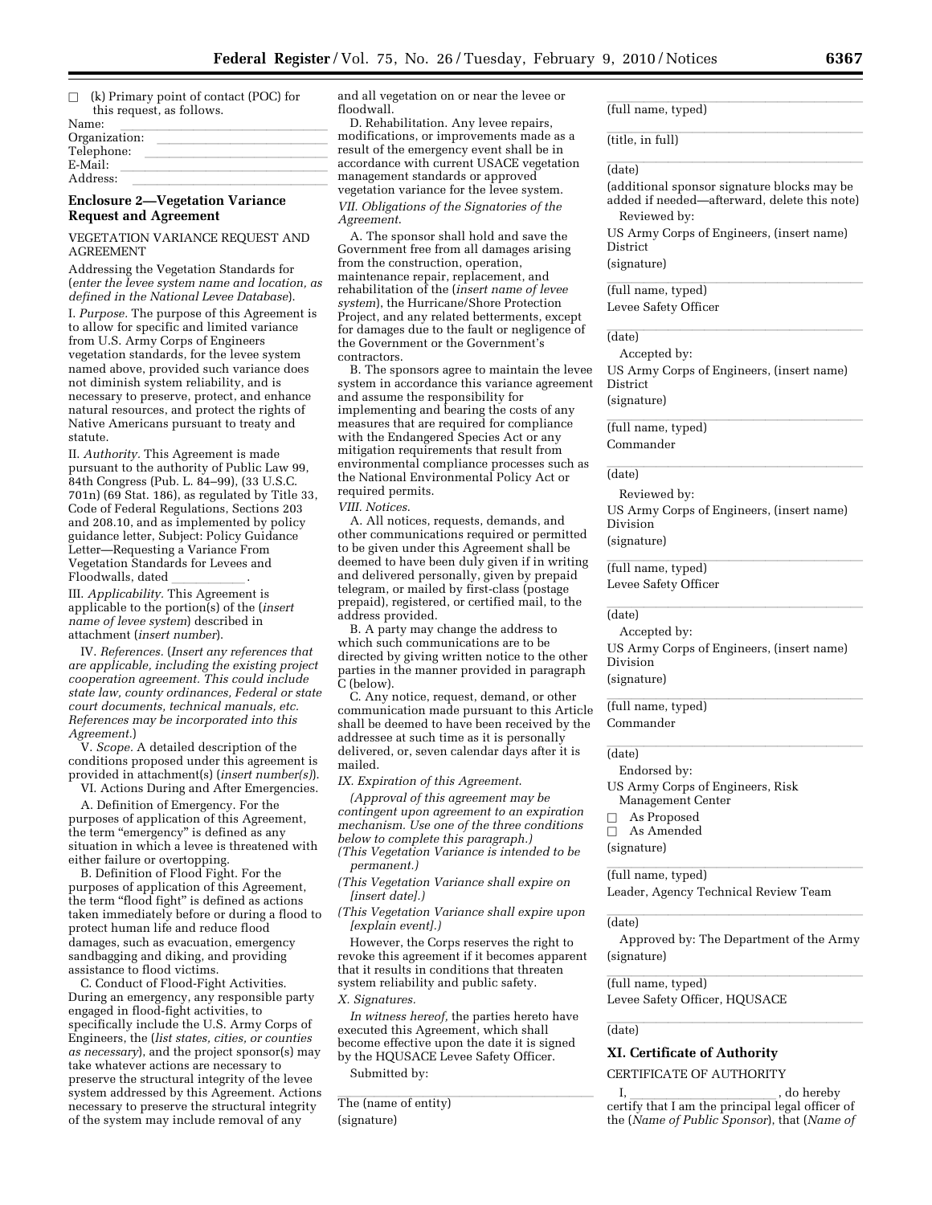☐ (k) Primary point of contact (POC) for this request, as follows.

Name: ____________________

Organization: ____________________

Telephone: ____________________

E-Mail: ____________________

Address: ____________________

## Enclosure 2—Vegetation Variance Request and Agreement

VEGETATION VARIANCE REQUEST AND AGREEMENT

Addressing the Vegetation Standards for (*enter the levee system name and location, as defined in the National Levee Database*).

I. *Purpose.* The purpose of this Agreement is to allow for specific and limited variance from U.S. Army Corps of Engineers vegetation standards, for the levee system named above, provided such variance does not diminish system reliability, and is necessary to preserve, protect, and enhance natural resources, and protect the rights of Native Americans pursuant to treaty and statute.

II. *Authority.* This Agreement is made pursuant to the authority of Public Law 99, 84th Congress (Pub. L. 84–99), (33 U.S.C. 701n) (69 Stat. 186), as regulated by Title 33, Code of Federal Regulations, Sections 203 and 208.10, and as implemented by policy guidance letter, Subject: Policy Guidance Letter—Requesting a Variance From Vegetation Standards for Levees and Floodwalls, dated ____________.

III. *Applicability.* This Agreement is applicable to the portion(s) of the (*insert name of levee system*) described in attachment (*insert number*).

IV. *References.* (*Insert any references that are applicable, including the existing project cooperation agreement. This could include state law, county ordinances, Federal or state court documents, technical manuals, etc. References may be incorporated into this Agreement.*)

V. *Scope.* A detailed description of the conditions proposed under this agreement is provided in attachment(s) (*insert number(s)*).

VI. Actions During and After Emergencies.

A. Definition of Emergency. For the purposes of application of this Agreement, the term "emergency" is defined as any situation in which a levee is threatened with either failure or overtopping.

B. Definition of Flood Fight. For the purposes of application of this Agreement, the term "flood fight" is defined as actions taken immediately before or during a flood to protect human life and reduce flood damages, such as evacuation, emergency sandbagging and diking, and providing assistance to flood victims.

C. Conduct of Flood-Fight Activities. During an emergency, any responsible party engaged in flood-fight activities, to specifically include the U.S. Army Corps of Engineers, the (*list states, cities, or counties as necessary*), and the project sponsor(s) may take whatever actions are necessary to preserve the structural integrity of the levee system addressed by this Agreement. Actions necessary to preserve the structural integrity of the system may include removal of any and all vegetation on or near the levee or floodwall.

D. Rehabilitation. Any levee repairs, modifications, or improvements made as a result of the emergency event shall be in accordance with current USACE vegetation management standards or approved vegetation variance for the levee system.

*VII. Obligations of the Signatories of the Agreement.*

A. The sponsor shall hold and save the Government free from all damages arising from the construction, operation, maintenance repair, replacement, and rehabilitation of the (*insert name of levee system*), the Hurricane/Shore Protection Project, and any related betterments, except for damages due to the fault or negligence of the Government or the Government's contractors.

B. The sponsors agree to maintain the levee system in accordance this variance agreement and assume the responsibility for implementing and bearing the costs of any measures that are required for compliance with the Endangered Species Act or any mitigation requirements that result from environmental compliance processes such as the National Environmental Policy Act or required permits.

*VIII. Notices.*

A. All notices, requests, demands, and other communications required or permitted to be given under this Agreement shall be deemed to have been duly given if in writing and delivered personally, given by prepaid telegram, or mailed by first-class (postage prepaid), registered, or certified mail, to the address provided.

B. A party may change the address to which such communications are to be directed by giving written notice to the other parties in the manner provided in paragraph C (below).

C. Any notice, request, demand, or other communication made pursuant to this Article shall be deemed to have been received by the addressee at such time as it is personally delivered, or, seven calendar days after it is mailed.

*IX. Expiration of this Agreement.*

*(Approval of this agreement may be contingent upon agreement to an expiration mechanism. Use one of the three conditions below to complete this paragraph.)*

*(This Vegetation Variance is intended to be permanent.)*

*(This Vegetation Variance shall expire on [insert date].)*

*(This Vegetation Variance shall expire upon [explain event].)*

However, the Corps reserves the right to revoke this agreement if it becomes apparent that it results in conditions that threaten system reliability and public safety.

*X. Signatures.*

*In witness hereof,* the parties hereto have executed this Agreement, which shall become effective upon the date it is signed by the HQUSACE Levee Safety Officer.

Submitted by:

____________________

The (name of entity)

(signature)

____________________

(full name, typed)

____________________

(title, in full)

____________________

(date)

(additional sponsor signature blocks may be added if needed—afterward, delete this note)

Reviewed by:

US Army Corps of Engineers, (insert name) District

(signature)

____________________

(full name, typed)

Levee Safety Officer

____________________

(date)

Accepted by:

US Army Corps of Engineers, (insert name) District

(signature)

____________________

(full name, typed)

Commander

____________________

(date)

Reviewed by:

US Army Corps of Engineers, (insert name) Division

(signature)

____________________

(full name, typed)

Levee Safety Officer

____________________

(date)

Accepted by:

US Army Corps of Engineers, (insert name) Division

(signature)

____________________

(full name, typed)

Commander

____________________

(date)

Endorsed by:

US Army Corps of Engineers, Risk Management Center

☐ As Proposed

☐ As Amended

(signature)

____________________

(full name, typed)

Leader, Agency Technical Review Team

____________________

(date)

Approved by: The Department of the Army

(signature)

____________________

(full name, typed)

Levee Safety Officer, HQUSACE

____________________

(date)

### XI. Certificate of Authority

CERTIFICATE OF AUTHORITY

I, ____________________, do hereby certify that I am the principal legal officer of the (*Name of Public Sponsor*), that (*Name of*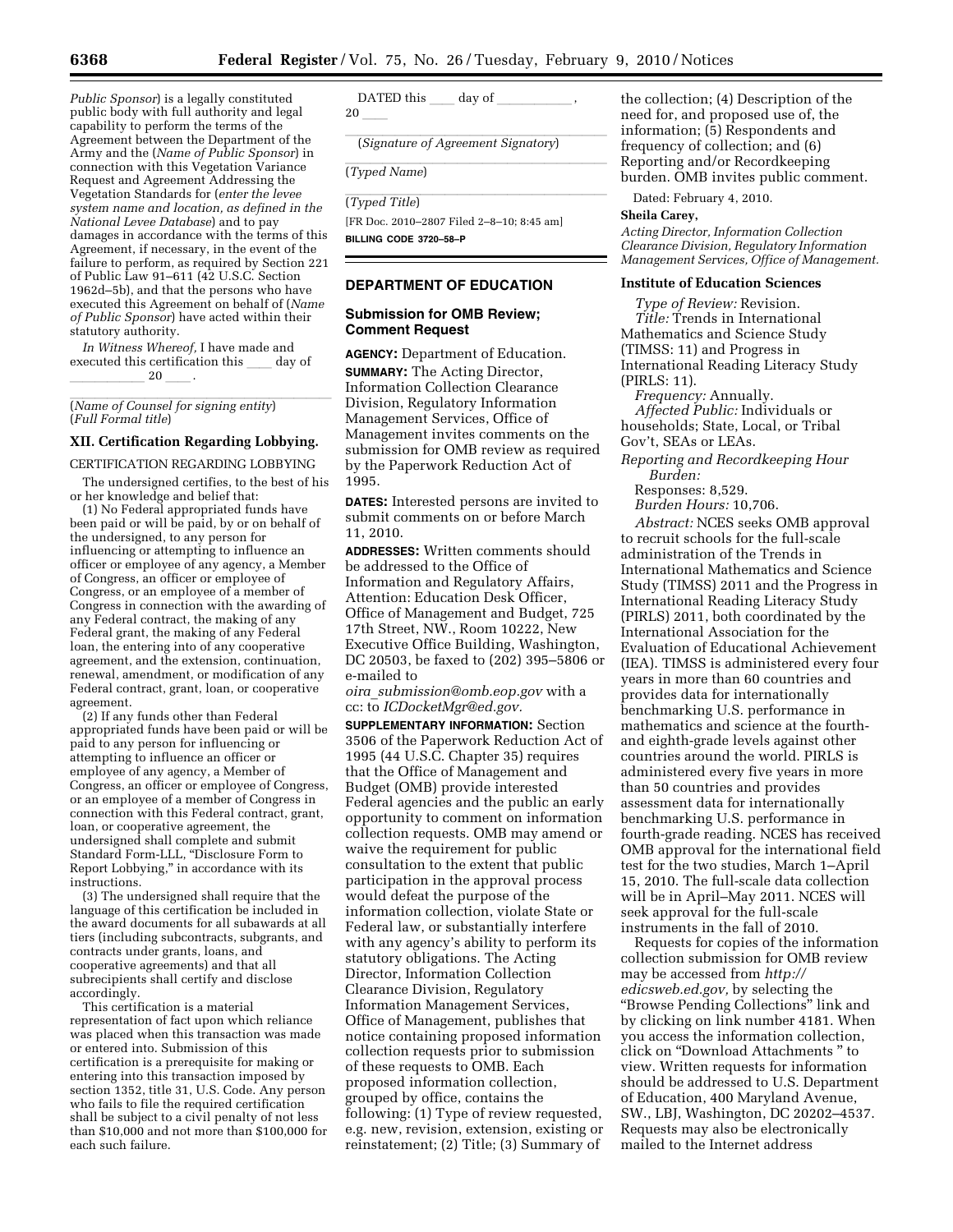*Public Sponsor*) is a legally constituted public body with full authority and legal capability to perform the terms of the Agreement between the Department of the Army and the (*Name of Public Sponsor*) in connection with this Vegetation Variance Request and Agreement Addressing the Vegetation Standards for (*enter the levee system name and location, as defined in the National Levee Database*) and to pay damages in accordance with the terms of this Agreement, if necessary, in the event of the failure to perform, as required by Section 221 of Public Law 91–611 (42 U.S.C. Section 1962d–5b), and that the persons who have executed this Agreement on behalf of (*Name of Public Sponsor*) have acted within their statutory authority.

*In Witness Whereof,* I have made and executed this certification this ____ day of ___________ 20 ____ .

(*Name of Counsel for signing entity*)
(*Full Formal title*)

### XII. Certification Regarding Lobbying.

CERTIFICATION REGARDING LOBBYING

The undersigned certifies, to the best of his or her knowledge and belief that:

(1) No Federal appropriated funds have been paid or will be paid, by or on behalf of the undersigned, to any person for influencing or attempting to influence an officer or employee of any agency, a Member of Congress, an officer or employee of Congress, or an employee of a member of Congress in connection with the awarding of any Federal contract, the making of any Federal grant, the making of any Federal loan, the entering into of any cooperative agreement, and the extension, continuation, renewal, amendment, or modification of any Federal contract, grant, loan, or cooperative agreement.

(2) If any funds other than Federal appropriated funds have been paid or will be paid to any person for influencing or attempting to influence an officer or employee of any agency, a Member of Congress, an officer or employee of Congress, or an employee of a member of Congress in connection with this Federal contract, grant, loan, or cooperative agreement, the undersigned shall complete and submit Standard Form-LLL, "Disclosure Form to Report Lobbying," in accordance with its instructions.

(3) The undersigned shall require that the language of this certification be included in the award documents for all subawards at all tiers (including subcontracts, subgrants, and contracts under grants, loans, and cooperative agreements) and that all subrecipients shall certify and disclose accordingly.

This certification is a material representation of fact upon which reliance was placed when this transaction was made or entered into. Submission of this certification is a prerequisite for making or entering into this transaction imposed by section 1352, title 31, U.S. Code. Any person who fails to file the required certification shall be subject to a civil penalty of not less than $10,000 and not more than $100,000 for each such failure.

DATED this ____ day of ___________, 20 ____

(*Signature of Agreement Signatory*)

(*Typed Name*)

(*Typed Title*)

[FR Doc. 2010–2807 Filed 2–8–10; 8:45 am]

**BILLING CODE 3720–58–P**

## DEPARTMENT OF EDUCATION

### Submission for OMB Review; Comment Request

**AGENCY:** Department of Education.

**SUMMARY:** The Acting Director, Information Collection Clearance Division, Regulatory Information Management Services, Office of Management invites comments on the submission for OMB review as required by the Paperwork Reduction Act of 1995.

**DATES:** Interested persons are invited to submit comments on or before March 11, 2010.

**ADDRESSES:** Written comments should be addressed to the Office of Information and Regulatory Affairs, Attention: Education Desk Officer, Office of Management and Budget, 725 17th Street, NW., Room 10222, New Executive Office Building, Washington, DC 20503, be faxed to (202) 395–5806 or e-mailed to *oira_submission@omb.eop.gov* with a cc: to *ICDocketMgr@ed.gov.*

**SUPPLEMENTARY INFORMATION:** Section 3506 of the Paperwork Reduction Act of 1995 (44 U.S.C. Chapter 35) requires that the Office of Management and Budget (OMB) provide interested Federal agencies and the public an early opportunity to comment on information collection requests. OMB may amend or waive the requirement for public consultation to the extent that public participation in the approval process would defeat the purpose of the information collection, violate State or Federal law, or substantially interfere with any agency's ability to perform its statutory obligations. The Acting Director, Information Collection Clearance Division, Regulatory Information Management Services, Office of Management, publishes that notice containing proposed information collection requests prior to submission of these requests to OMB. Each proposed information collection, grouped by office, contains the following: (1) Type of review requested, e.g. new, revision, extension, existing or reinstatement; (2) Title; (3) Summary of the collection; (4) Description of the need for, and proposed use of, the information; (5) Respondents and frequency of collection; and (6) Reporting and/or Recordkeeping burden. OMB invites public comment.

Dated: February 4, 2010.

**Sheila Carey,**

*Acting Director, Information Collection Clearance Division, Regulatory Information Management Services, Office of Management.*

**Institute of Education Sciences**

*Type of Review:* Revision.

*Title:* Trends in International Mathematics and Science Study (TIMSS: 11) and Progress in International Reading Literacy Study (PIRLS: 11).

*Frequency:* Annually.

*Affected Public:* Individuals or households; State, Local, or Tribal Gov't, SEAs or LEAs.

*Reporting and Recordkeeping Hour Burden:*

Responses: 8,529.

*Burden Hours:* 10,706.

*Abstract:* NCES seeks OMB approval to recruit schools for the full-scale administration of the Trends in International Mathematics and Science Study (TIMSS) 2011 and the Progress in International Reading Literacy Study (PIRLS) 2011, both coordinated by the International Association for the Evaluation of Educational Achievement (IEA). TIMSS is administered every four years in more than 60 countries and provides data for internationally benchmarking U.S. performance in mathematics and science at the fourth- and eighth-grade levels against other countries around the world. PIRLS is administered every five years in more than 50 countries and provides assessment data for internationally benchmarking U.S. performance in fourth-grade reading. NCES has received OMB approval for the international field test for the two studies, March 1–April 15, 2010. The full-scale data collection will be in April–May 2011. NCES will seek approval for the full-scale instruments in the fall of 2010.

Requests for copies of the information collection submission for OMB review may be accessed from *http://edicsweb.ed.gov,* by selecting the "Browse Pending Collections" link and by clicking on link number 4181. When you access the information collection, click on "Download Attachments " to view. Written requests for information should be addressed to U.S. Department of Education, 400 Maryland Avenue, SW., LBJ, Washington, DC 20202–4537. Requests may also be electronically mailed to the Internet address